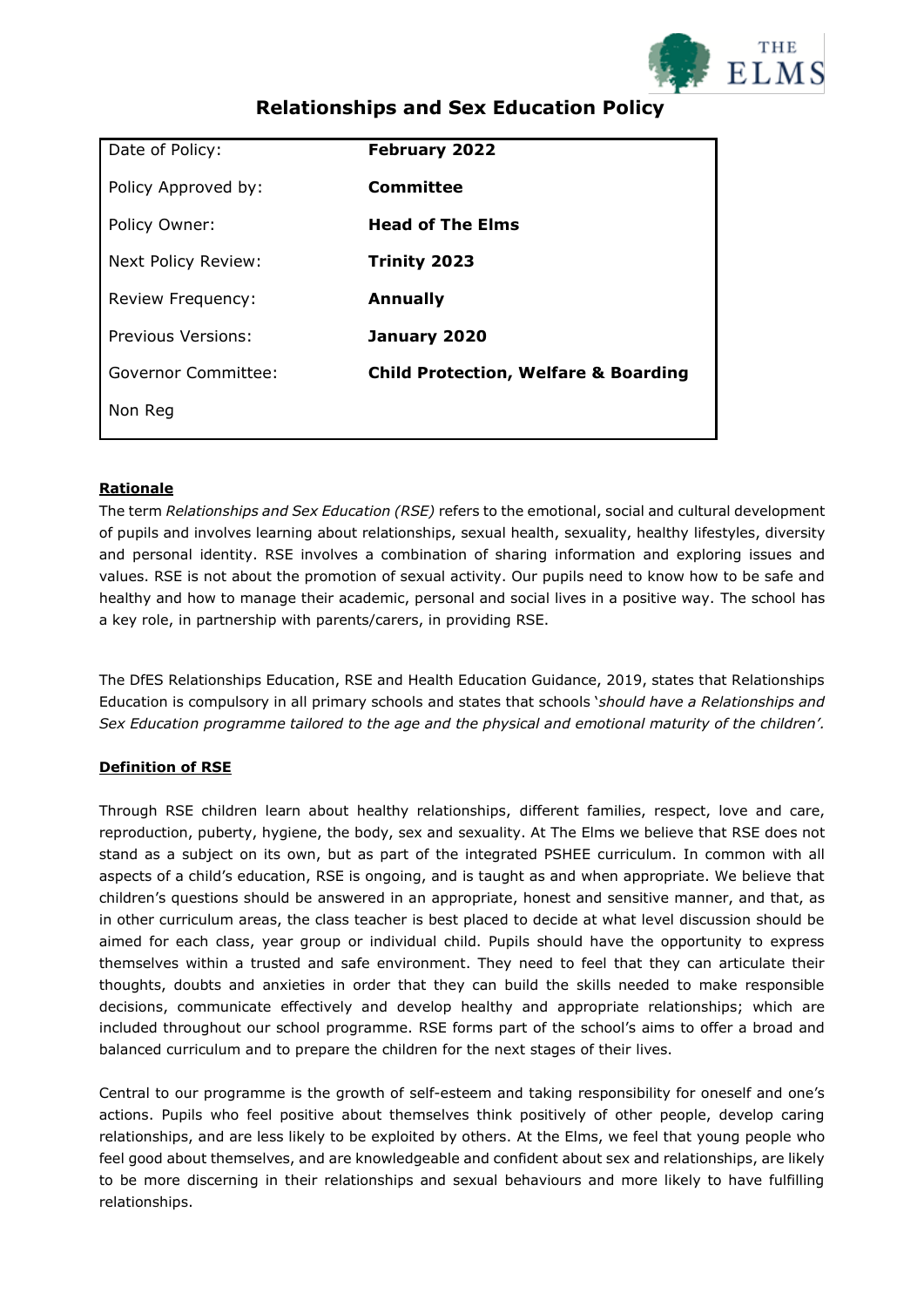# Relationships and Sex Education Policy

| | |
|---|---|
| Date of Policy: | **February 2022** |
| Policy Approved by: | **Committee** |
| Policy Owner: | **Head of The Elms** |
| Next Policy Review: | **Trinity 2023** |
| Review Frequency: | **Annually** |
| Previous Versions: | **January 2020** |
| Governor Committee: | **Child Protection, Welfare & Boarding** |
| Non Reg | |

## Rationale

The term *Relationships and Sex Education (RSE)* refers to the emotional, social and cultural development of pupils and involves learning about relationships, sexual health, sexuality, healthy lifestyles, diversity and personal identity. RSE involves a combination of sharing information and exploring issues and values. RSE is not about the promotion of sexual activity. Our pupils need to know how to be safe and healthy and how to manage their academic, personal and social lives in a positive way. The school has a key role, in partnership with parents/carers, in providing RSE.

The DfES Relationships Education, RSE and Health Education Guidance, 2019, states that Relationships Education is compulsory in all primary schools and states that schools '*should have a Relationships and Sex Education programme tailored to the age and the physical and emotional maturity of the children'.*

## Definition of RSE

Through RSE children learn about healthy relationships, different families, respect, love and care, reproduction, puberty, hygiene, the body, sex and sexuality. At The Elms we believe that RSE does not stand as a subject on its own, but as part of the integrated PSHEE curriculum. In common with all aspects of a child's education, RSE is ongoing, and is taught as and when appropriate. We believe that children's questions should be answered in an appropriate, honest and sensitive manner, and that, as in other curriculum areas, the class teacher is best placed to decide at what level discussion should be aimed for each class, year group or individual child. Pupils should have the opportunity to express themselves within a trusted and safe environment. They need to feel that they can articulate their thoughts, doubts and anxieties in order that they can build the skills needed to make responsible decisions, communicate effectively and develop healthy and appropriate relationships; which are included throughout our school programme. RSE forms part of the school's aims to offer a broad and balanced curriculum and to prepare the children for the next stages of their lives.

Central to our programme is the growth of self-esteem and taking responsibility for oneself and one's actions. Pupils who feel positive about themselves think positively of other people, develop caring relationships, and are less likely to be exploited by others. At the Elms, we feel that young people who feel good about themselves, and are knowledgeable and confident about sex and relationships, are likely to be more discerning in their relationships and sexual behaviours and more likely to have fulfilling relationships.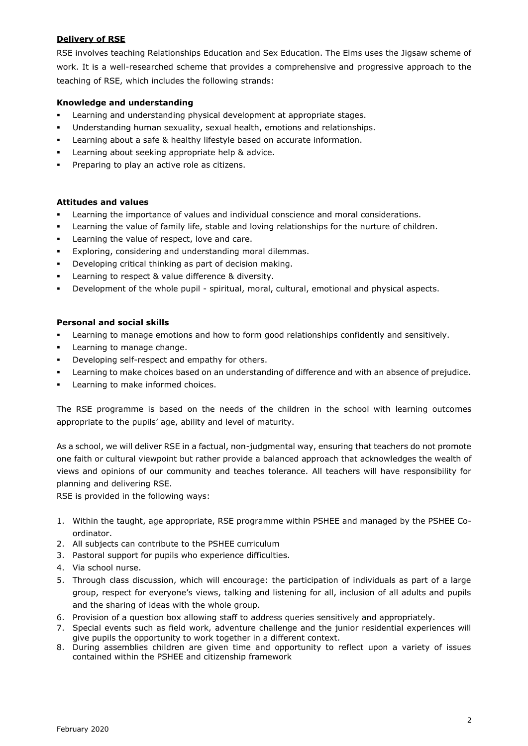## Delivery of RSE

RSE involves teaching Relationships Education and Sex Education. The Elms uses the Jigsaw scheme of work. It is a well-researched scheme that provides a comprehensive and progressive approach to the teaching of RSE, which includes the following strands:

### Knowledge and understanding

- Learning and understanding physical development at appropriate stages.
- Understanding human sexuality, sexual health, emotions and relationships.
- Learning about a safe & healthy lifestyle based on accurate information.
- Learning about seeking appropriate help & advice.
- Preparing to play an active role as citizens.

### Attitudes and values

- Learning the importance of values and individual conscience and moral considerations.
- Learning the value of family life, stable and loving relationships for the nurture of children.
- Learning the value of respect, love and care.
- Exploring, considering and understanding moral dilemmas.
- Developing critical thinking as part of decision making.
- Learning to respect & value difference & diversity.
- Development of the whole pupil - spiritual, moral, cultural, emotional and physical aspects.

### Personal and social skills

- Learning to manage emotions and how to form good relationships confidently and sensitively.
- Learning to manage change.
- Developing self-respect and empathy for others.
- Learning to make choices based on an understanding of difference and with an absence of prejudice.
- Learning to make informed choices.

The RSE programme is based on the needs of the children in the school with learning outcomes appropriate to the pupils' age, ability and level of maturity.

As a school, we will deliver RSE in a factual, non-judgmental way, ensuring that teachers do not promote one faith or cultural viewpoint but rather provide a balanced approach that acknowledges the wealth of views and opinions of our community and teaches tolerance. All teachers will have responsibility for planning and delivering RSE.

RSE is provided in the following ways:

1. Within the taught, age appropriate, RSE programme within PSHEE and managed by the PSHEE Co-ordinator.
2. All subjects can contribute to the PSHEE curriculum
3. Pastoral support for pupils who experience difficulties.
4. Via school nurse.
5. Through class discussion, which will encourage: the participation of individuals as part of a large group, respect for everyone's views, talking and listening for all, inclusion of all adults and pupils and the sharing of ideas with the whole group.
6. Provision of a question box allowing staff to address queries sensitively and appropriately.
7. Special events such as field work, adventure challenge and the junior residential experiences will give pupils the opportunity to work together in a different context.
8. During assemblies children are given time and opportunity to reflect upon a variety of issues contained within the PSHEE and citizenship framework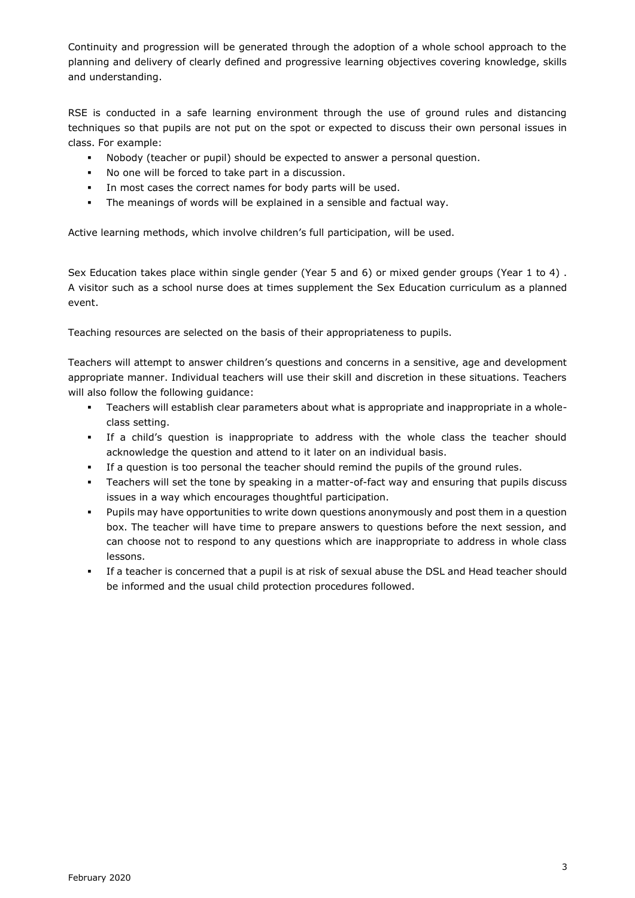Continuity and progression will be generated through the adoption of a whole school approach to the planning and delivery of clearly defined and progressive learning objectives covering knowledge, skills and understanding.

RSE is conducted in a safe learning environment through the use of ground rules and distancing techniques so that pupils are not put on the spot or expected to discuss their own personal issues in class. For example:

- Nobody (teacher or pupil) should be expected to answer a personal question.
- No one will be forced to take part in a discussion.
- In most cases the correct names for body parts will be used.
- The meanings of words will be explained in a sensible and factual way.

Active learning methods, which involve children's full participation, will be used.

Sex Education takes place within single gender (Year 5 and 6) or mixed gender groups (Year 1 to 4) . A visitor such as a school nurse does at times supplement the Sex Education curriculum as a planned event.

Teaching resources are selected on the basis of their appropriateness to pupils.

Teachers will attempt to answer children's questions and concerns in a sensitive, age and development appropriate manner. Individual teachers will use their skill and discretion in these situations. Teachers will also follow the following guidance:

- Teachers will establish clear parameters about what is appropriate and inappropriate in a whole-class setting.
- If a child's question is inappropriate to address with the whole class the teacher should acknowledge the question and attend to it later on an individual basis.
- If a question is too personal the teacher should remind the pupils of the ground rules.
- Teachers will set the tone by speaking in a matter-of-fact way and ensuring that pupils discuss issues in a way which encourages thoughtful participation.
- Pupils may have opportunities to write down questions anonymously and post them in a question box. The teacher will have time to prepare answers to questions before the next session, and can choose not to respond to any questions which are inappropriate to address in whole class lessons.
- If a teacher is concerned that a pupil is at risk of sexual abuse the DSL and Head teacher should be informed and the usual child protection procedures followed.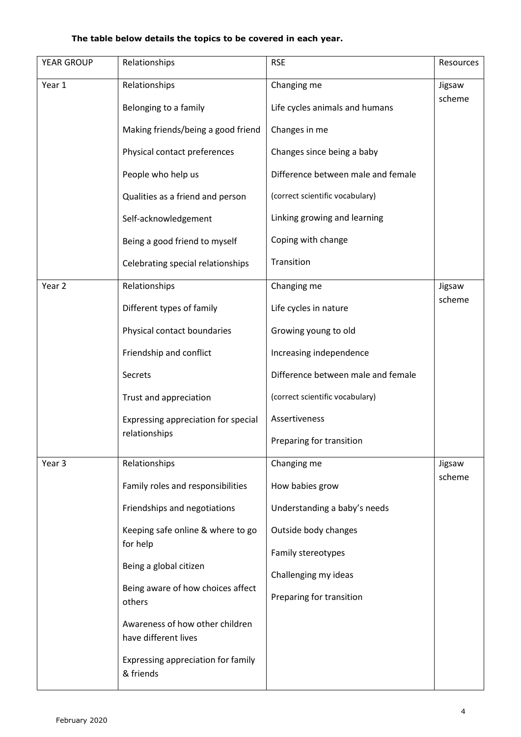**The table below details the topics to be covered in each year.**

| YEAR GROUP | Relationships | RSE | Resources |
|---|---|---|---|
| Year 1 | Relationships<br>Belonging to a family<br>Making friends/being a good friend<br>Physical contact preferences<br>People who help us<br>Qualities as a friend and person<br>Self-acknowledgement<br>Being a good friend to myself<br>Celebrating special relationships | Changing me<br>Life cycles animals and humans<br>Changes in me<br>Changes since being a baby<br>Difference between male and female<br>(correct scientific vocabulary)<br>Linking growing and learning<br>Coping with change<br>Transition | Jigsaw scheme |
| Year 2 | Relationships<br>Different types of family<br>Physical contact boundaries<br>Friendship and conflict<br>Secrets<br>Trust and appreciation<br>Expressing appreciation for special relationships | Changing me<br>Life cycles in nature<br>Growing young to old<br>Increasing independence<br>Difference between male and female<br>(correct scientific vocabulary)<br>Assertiveness<br>Preparing for transition | Jigsaw scheme |
| Year 3 | Relationships<br>Family roles and responsibilities<br>Friendships and negotiations<br>Keeping safe online & where to go for help<br>Being a global citizen<br>Being aware of how choices affect others<br>Awareness of how other children have different lives<br>Expressing appreciation for family & friends | Changing me<br>How babies grow<br>Understanding a baby's needs<br>Outside body changes<br>Family stereotypes<br>Challenging my ideas<br>Preparing for transition | Jigsaw scheme |

February 2020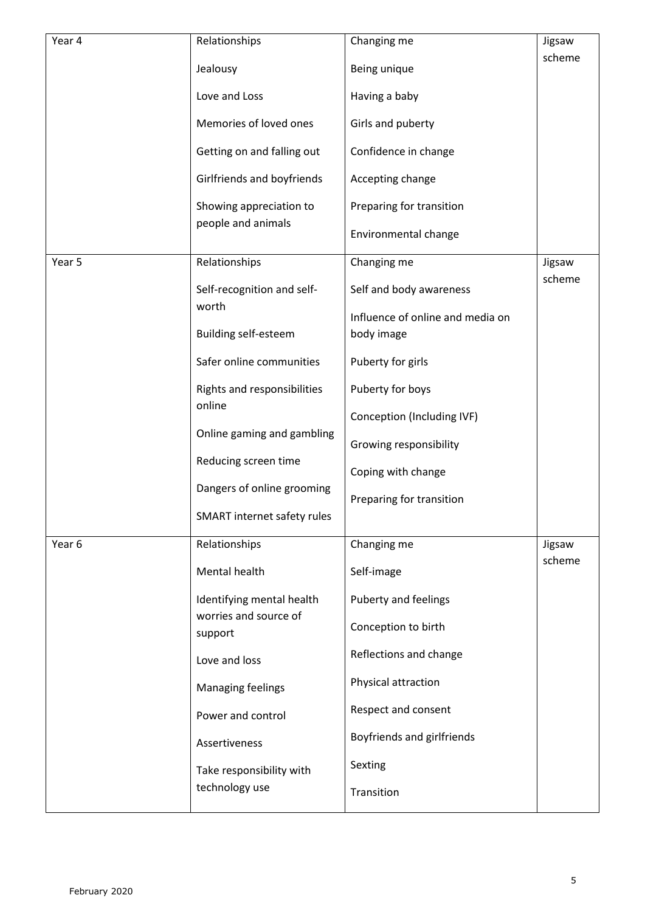| Year 4 | Relationships<br><br>Jealousy<br><br>Love and Loss<br><br>Memories of loved ones<br><br>Getting on and falling out<br><br>Girlfriends and boyfriends<br><br>Showing appreciation to people and animals | Changing me<br><br>Being unique<br><br>Having a baby<br><br>Girls and puberty<br><br>Confidence in change<br><br>Accepting change<br><br>Preparing for transition<br><br>Environmental change | Jigsaw scheme |
|---|---|---|---|
| Year 5 | Relationships<br><br>Self-recognition and self-worth<br><br>Building self-esteem<br><br>Safer online communities<br><br>Rights and responsibilities online<br><br>Online gaming and gambling<br><br>Reducing screen time<br><br>Dangers of online grooming<br><br>SMART internet safety rules | Changing me<br><br>Self and body awareness<br><br>Influence of online and media on body image<br><br>Puberty for girls<br><br>Puberty for boys<br><br>Conception (Including IVF)<br><br>Growing responsibility<br><br>Coping with change<br><br>Preparing for transition | Jigsaw scheme |
| Year 6 | Relationships<br><br>Mental health<br><br>Identifying mental health worries and source of support<br><br>Love and loss<br><br>Managing feelings<br><br>Power and control<br><br>Assertiveness<br><br>Take responsibility with technology use | Changing me<br><br>Self-image<br><br>Puberty and feelings<br><br>Conception to birth<br><br>Reflections and change<br><br>Physical attraction<br><br>Respect and consent<br><br>Boyfriends and girlfriends<br><br>Sexting<br><br>Transition | Jigsaw scheme |

February 2020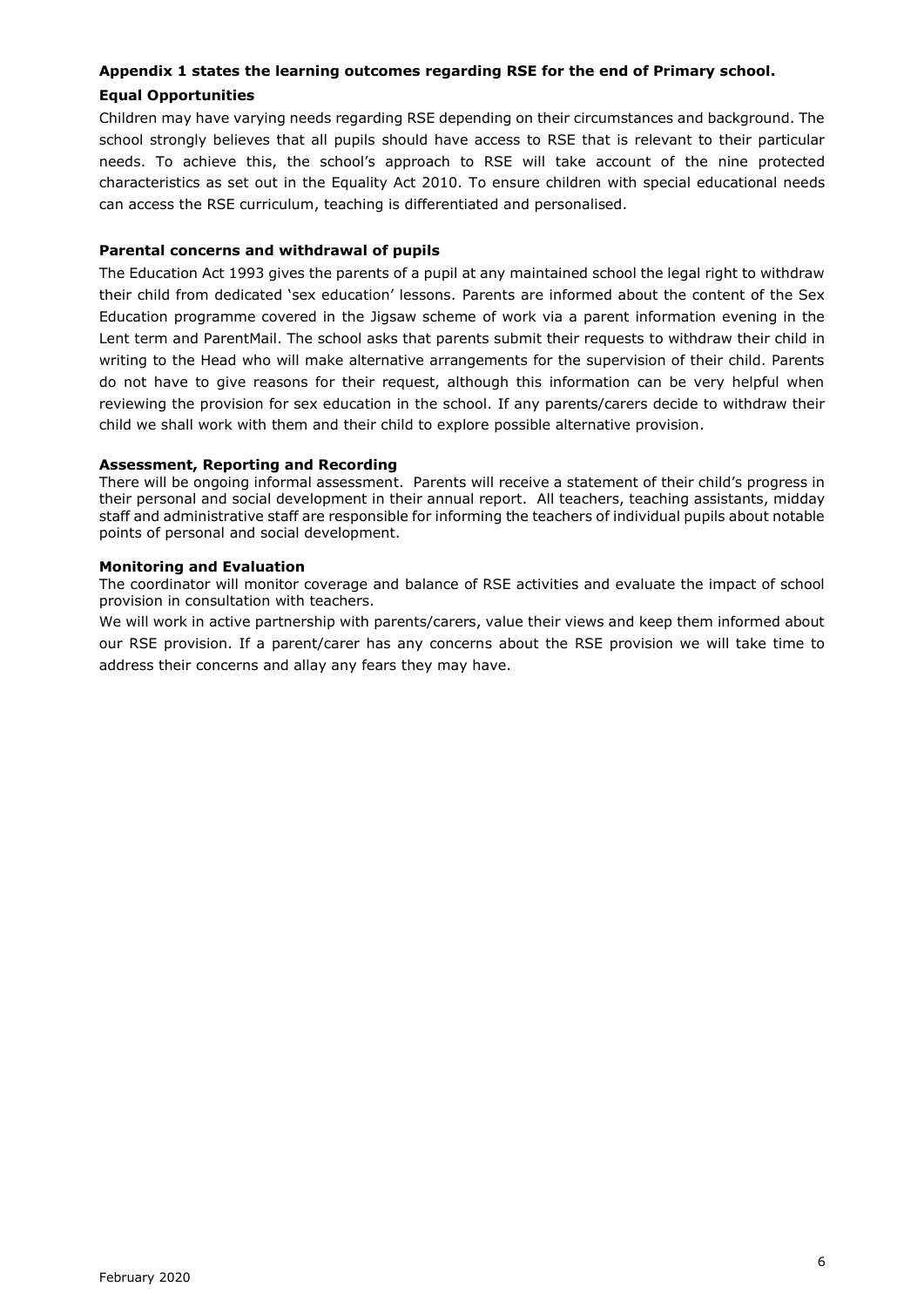**Appendix 1 states the learning outcomes regarding RSE for the end of Primary school.**

**Equal Opportunities**

Children may have varying needs regarding RSE depending on their circumstances and background. The school strongly believes that all pupils should have access to RSE that is relevant to their particular needs. To achieve this, the school's approach to RSE will take account of the nine protected characteristics as set out in the Equality Act 2010. To ensure children with special educational needs can access the RSE curriculum, teaching is differentiated and personalised.

**Parental concerns and withdrawal of pupils**

The Education Act 1993 gives the parents of a pupil at any maintained school the legal right to withdraw their child from dedicated 'sex education' lessons. Parents are informed about the content of the Sex Education programme covered in the Jigsaw scheme of work via a parent information evening in the Lent term and ParentMail. The school asks that parents submit their requests to withdraw their child in writing to the Head who will make alternative arrangements for the supervision of their child. Parents do not have to give reasons for their request, although this information can be very helpful when reviewing the provision for sex education in the school. If any parents/carers decide to withdraw their child we shall work with them and their child to explore possible alternative provision.

**Assessment, Reporting and Recording**

There will be ongoing informal assessment. Parents will receive a statement of their child's progress in their personal and social development in their annual report. All teachers, teaching assistants, midday staff and administrative staff are responsible for informing the teachers of individual pupils about notable points of personal and social development.

**Monitoring and Evaluation**

The coordinator will monitor coverage and balance of RSE activities and evaluate the impact of school provision in consultation with teachers.

We will work in active partnership with parents/carers, value their views and keep them informed about our RSE provision. If a parent/carer has any concerns about the RSE provision we will take time to address their concerns and allay any fears they may have.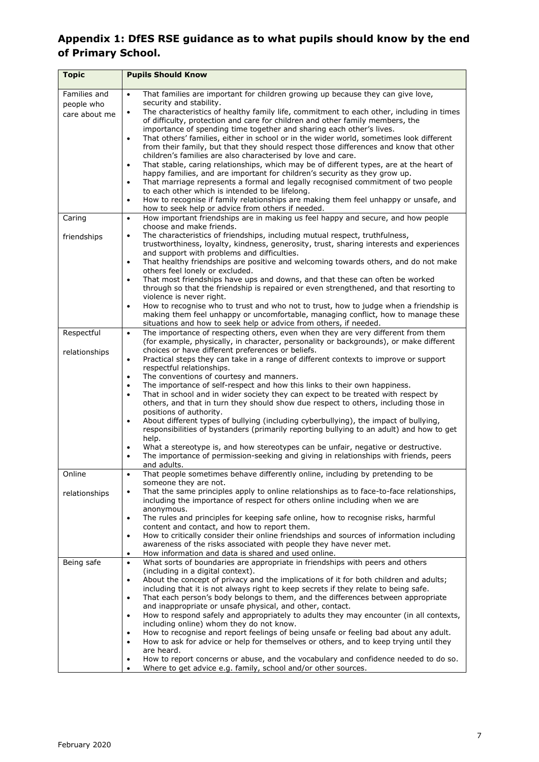## Appendix 1: DfES RSE guidance as to what pupils should know by the end of Primary School.

| Topic | Pupils Should Know |
|---|---|
| Families and people who care about me | • That families are important for children growing up because they can give love, security and stability.<br>• The characteristics of healthy family life, commitment to each other, including in times of difficulty, protection and care for children and other family members, the importance of spending time together and sharing each other's lives.<br>• That others' families, either in school or in the wider world, sometimes look different from their family, but that they should respect those differences and know that other children's families are also characterised by love and care.<br>• That stable, caring relationships, which may be of different types, are at the heart of happy families, and are important for children's security as they grow up.<br>• That marriage represents a formal and legally recognised commitment of two people to each other which is intended to be lifelong.<br>• How to recognise if family relationships are making them feel unhappy or unsafe, and how to seek help or advice from others if needed. |
| Caring friendships | • How important friendships are in making us feel happy and secure, and how people choose and make friends.<br>• The characteristics of friendships, including mutual respect, truthfulness, trustworthiness, loyalty, kindness, generosity, trust, sharing interests and experiences and support with problems and difficulties.<br>• That healthy friendships are positive and welcoming towards others, and do not make others feel lonely or excluded.<br>• That most friendships have ups and downs, and that these can often be worked through so that the friendship is repaired or even strengthened, and that resorting to violence is never right.<br>• How to recognise who to trust and who not to trust, how to judge when a friendship is making them feel unhappy or uncomfortable, managing conflict, how to manage these situations and how to seek help or advice from others, if needed. |
| Respectful relationships | • The importance of respecting others, even when they are very different from them (for example, physically, in character, personality or backgrounds), or make different choices or have different preferences or beliefs.<br>• Practical steps they can take in a range of different contexts to improve or support respectful relationships.<br>• The conventions of courtesy and manners.<br>• The importance of self-respect and how this links to their own happiness.<br>• That in school and in wider society they can expect to be treated with respect by others, and that in turn they should show due respect to others, including those in positions of authority.<br>• About different types of bullying (including cyberbullying), the impact of bullying, responsibilities of bystanders (primarily reporting bullying to an adult) and how to get help.<br>• What a stereotype is, and how stereotypes can be unfair, negative or destructive.<br>• The importance of permission-seeking and giving in relationships with friends, peers and adults. |
| Online relationships | • That people sometimes behave differently online, including by pretending to be someone they are not.<br>• That the same principles apply to online relationships as to face-to-face relationships, including the importance of respect for others online including when we are anonymous.<br>• The rules and principles for keeping safe online, how to recognise risks, harmful content and contact, and how to report them.<br>• How to critically consider their online friendships and sources of information including awareness of the risks associated with people they have never met.<br>• How information and data is shared and used online. |
| Being safe | • What sorts of boundaries are appropriate in friendships with peers and others (including in a digital context).<br>• About the concept of privacy and the implications of it for both children and adults; including that it is not always right to keep secrets if they relate to being safe.<br>• That each person's body belongs to them, and the differences between appropriate and inappropriate or unsafe physical, and other, contact.<br>• How to respond safely and appropriately to adults they may encounter (in all contexts, including online) whom they do not know.<br>• How to recognise and report feelings of being unsafe or feeling bad about any adult.<br>• How to ask for advice or help for themselves or others, and to keep trying until they are heard.<br>• How to report concerns or abuse, and the vocabulary and confidence needed to do so.<br>• Where to get advice e.g. family, school and/or other sources. |

February 2020